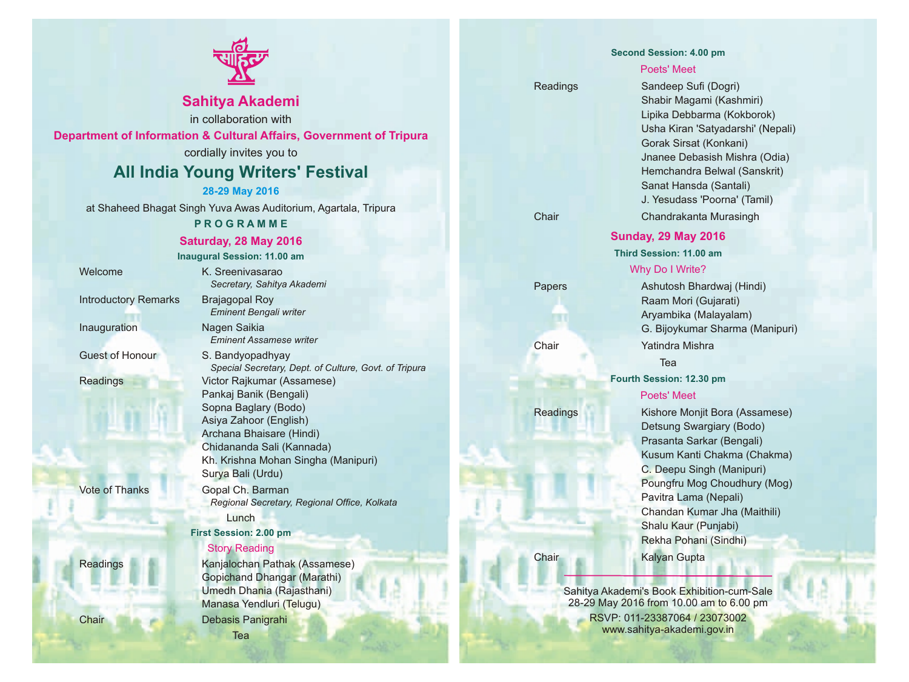# Sahitya Akademi

in collaboration with

**Department of Information & Cultural Affairs, Government of Tripura**

cordially invites you to

# All India Young Writers' Festival

**28-29 May 2016**

at Shaheed Bhagat Singh Yuva Awas Auditorium, Agartala, Tripura

**PROGRAMME**

## Saturday, 28 May 2016

### Inaugural Session: 11.00 am

| | |
|---|---|
| Welcome | K. Sreenivasarao<br>*Secretary, Sahitya Akademi* |
| Introductory Remarks | Brajagopal Roy<br>*Eminent Bengali writer* |
| Inauguration | Nagen Saikia<br>*Eminent Assamese writer* |
| Guest of Honour | S. Bandyopadhyay<br>*Special Secretary, Dept. of Culture, Govt. of Tripura* |
| Readings | Victor Rajkumar (Assamese)<br>Pankaj Banik (Bengali)<br>Sopna Baglary (Bodo)<br>Asiya Zahoor (English)<br>Archana Bhaisare (Hindi)<br>Chidananda Sali (Kannada)<br>Kh. Krishna Mohan Singha (Manipuri)<br>Surya Bali (Urdu) |
| Vote of Thanks | Gopal Ch. Barman<br>*Regional Secretary, Regional Office, Kolkata* |

Lunch

### First Session: 2.00 pm

Story Reading

| | |
|---|---|
| Readings | Kanjalochan Pathak (Assamese)<br>Gopichand Dhangar (Marathi)<br>Umedh Dhania (Rajasthani)<br>Manasa Yendluri (Telugu) |
| Chair | Debasis Panigrahi |

Tea

### Second Session: 4.00 pm

Poets' Meet

| | |
|---|---|
| Readings | Sandeep Sufi (Dogri)<br>Shabir Magami (Kashmiri)<br>Lipika Debbarma (Kokborok)<br>Usha Kiran 'Satyadarshi' (Nepali)<br>Gorak Sirsat (Konkani)<br>Jnanee Debasish Mishra (Odia)<br>Hemchandra Belwal (Sanskrit)<br>Sanat Hansda (Santali)<br>J. Yesudass 'Poorna' (Tamil) |
| Chair | Chandrakanta Murasingh |

## Sunday, 29 May 2016

### Third Session: 11.00 am

Why Do I Write?

| | |
|---|---|
| Papers | Ashutosh Bhardwaj (Hindi)<br>Raam Mori (Gujarati)<br>Aryambika (Malayalam)<br>G. Bijoykumar Sharma (Manipuri) |
| Chair | Yatindra Mishra |

Tea

### Fourth Session: 12.30 pm

Poets' Meet

| | |
|---|---|
| Readings | Kishore Monjit Bora (Assamese)<br>Detsung Swargiary (Bodo)<br>Prasanta Sarkar (Bengali)<br>Kusum Kanti Chakma (Chakma)<br>C. Deepu Singh (Manipuri)<br>Poungfru Mog Choudhury (Mog)<br>Pavitra Lama (Nepali)<br>Chandan Kumar Jha (Maithili)<br>Shalu Kaur (Punjabi)<br>Rekha Pohani (Sindhi) |
| Chair | Kalyan Gupta |

---

Sahitya Akademi's Book Exhibition-cum-Sale
28-29 May 2016 from 10.00 am to 6.00 pm

RSVP: 011-23387064 / 23073002
www.sahitya-akademi.gov.in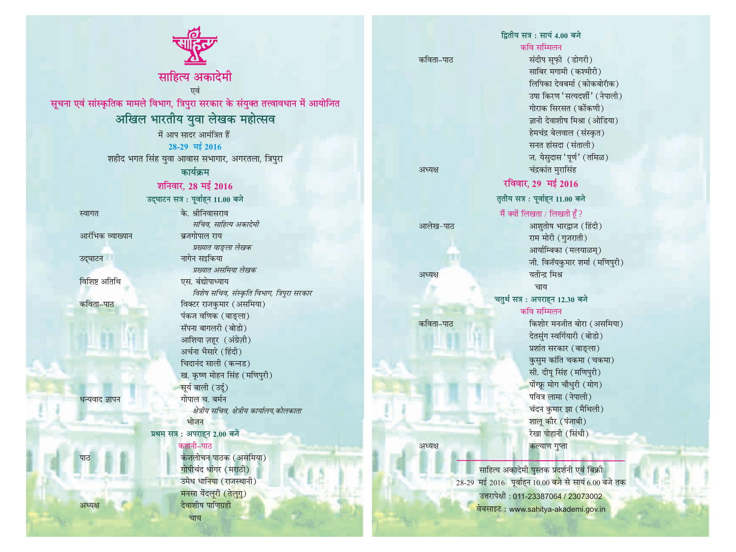# साहित्य अकादेमी

एवं

सूचना एवं सांस्कृतिक मामले विभाग, त्रिपुरा सरकार के संयुक्त तत्त्वावधान में आयोजित

## अखिल भारतीय युवा लेखक महोत्सव

में आप सादर आमंत्रित हैं

**28-29 मई 2016**

शहीद भगत सिंह युवा आवास सभागार, अगरतला, त्रिपुरा

### कार्यक्रम

### शनिवार, 28 मई 2016

**उद्घाटन सत्र : पूर्वाह्न 11.00 बजे**

| | |
|---|---|
| स्वागत | के. श्रीनिवासराव<br>*सचिव, साहित्य अकादेमी* |
| आरंभिक व्याख्यान | ब्रजगोपाल राय<br>*प्रख्यात बाङ्ला लेखक* |
| उद्घाटन | नागेन सइकिया<br>*प्रख्यात असमिया लेखक* |
| विशिष्ट अतिथि | एस. बंद्योपाध्याय<br>*विशेष सचिव, संस्कृति विभाग, त्रिपुरा सरकार* |
| कविता–पाठ | विक्टर राजकुमार (असमिया)<br>पंकज वणिक (बाङ्ला)<br>सॅपना बागलरी (बोडो)<br>आशिया ज़हूर (अंग्रेज़ी)<br>अर्चना भैसारे (हिंदी)<br>चिदानंद साली (कन्नड)<br>ख. कृष्ण मोहन सिंह (मणिपुरी)<br>सूर्य बाली (उर्दू) |
| धन्यवाद ज्ञापन | गोपाल च. बर्मन<br>*क्षेत्रीय सचिव, क्षेत्रीय कार्यालय, कोलकाता* |

भोजन

**प्रथम सत्र : अपराह्न 2.00 बजे**

कहानी–पाठ

| | |
|---|---|
| पाठ | कंजलोचन पाठक (असमिया)<br>गोपीचंद धांगर (मराठी)<br>उमेध धानिया (राजस्थानी)<br>मनसा येंदलूरी (तेलुगु) |
| अध्यक्ष | देवाशीष पाणिग्रही |

चाय

**द्वितीय सत्र : सायं 4.00 बजे**

कवि सम्मिलन

| | |
|---|---|
| कविता–पाठ | संदीप सूफ़ी (डोगरी)<br>साबिर मगामी (कश्मीरी)<br>लिपिका देववर्मा (कोकबोरॉक)<br>उषा किरण 'सत्यदर्शी' (नेपाली)<br>गोराक सिरसत (कोंकणी)<br>ज्ञानी देवाशीष मिश्रा (ओडिया)<br>हेमचंद्र बेलवाल (संस्कृत)<br>सनत हांसदा (संताली)<br>ज. येसुदास 'पूर्ण' (तमिळ) |
| अध्यक्ष | चंद्रकांत मुरासिंह |

### रविवार, 29 मई 2016

**तृतीय सत्र : पूर्वाह्न 11.00 बजे**

मैं क्यों लिखता / लिखती हूँ ?

| | |
|---|---|
| आलेख–पाठ | आशुतोष भारद्वाज (हिंदी)<br>राम मोरी (गुजराती)<br>आर्याम्बिका (मलयाळम्)<br>जी. विजॅयकुमार शर्मा (मणिपुरी) |
| अध्यक्ष | यतीन्द्र मिश्र |

चाय

**चतुर्थ सत्र : अपराह्न 12.30 बजे**

कवि सम्मिलन

| | |
|---|---|
| कविता–पाठ | किशोर मनजीत बोरा (असमिया)<br>देतसुंग स्वर्गियारी (बोडो)<br>प्रशांत सरकार (बाङ्ला)<br>कुसुम कांति चकमा (चकमा)<br>सी. दीपू सिंह (मणिपुरी)<br>पॉग्फ्रू मोग चौधुरी (मोग)<br>पवित्र लामा (नेपाली)<br>चंदन कुमार झा (मैथिली)<br>शालू कौर (पंजाबी)<br>रेखा पोहानी (सिंधी) |
| अध्यक्ष | कल्याण गुप्ता |

---

साहित्य अकादेमी पुस्तक प्रदर्शनी एवं बिक्री

28-29 मई 2016 पूर्वाह्न 10.00 बजे से सायं 6.00 बजे तक

उत्तरापेक्षी : 011-23387064 / 23073002

वेबसाइट : www.sahitya-akademi.gov.in